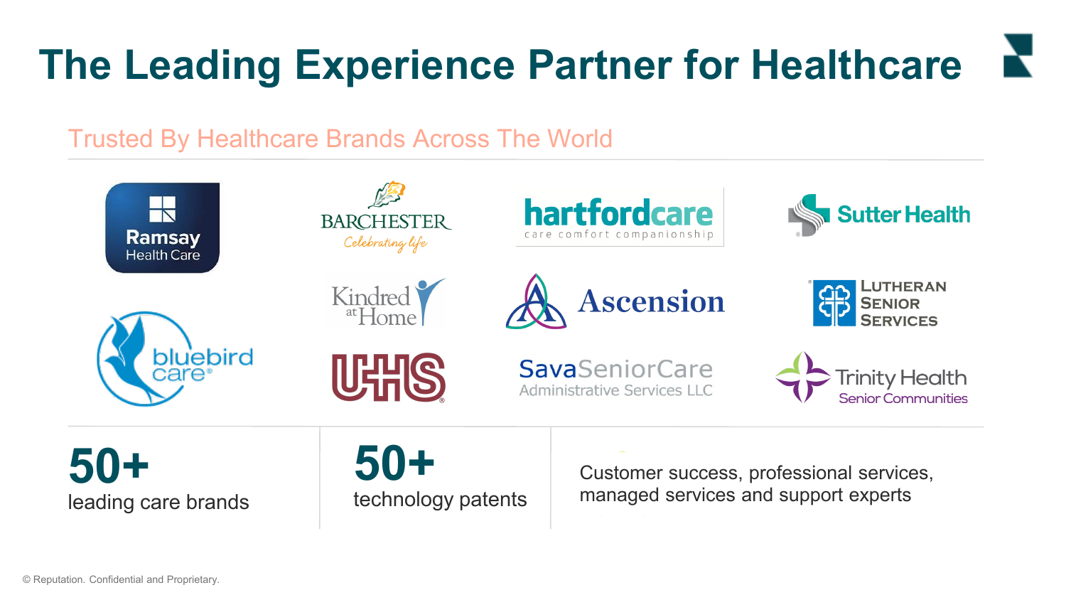# The Leading Experience Partner for Healthcare

## Trusted By Healthcare Brands Across The World

Ramsay Health Care

BARCHESTER Celebrating life

hartfordcare care comfort companionship

Sutter Health

Kindred at Home

Ascension

Lutheran Senior Services

bluebird care

UHS

SavaSeniorCare Administrative Services LLC

Trinity Health Senior Communities

**50+**
leading care brands

**50+**
technology patents

Customer success, professional services, managed services and support experts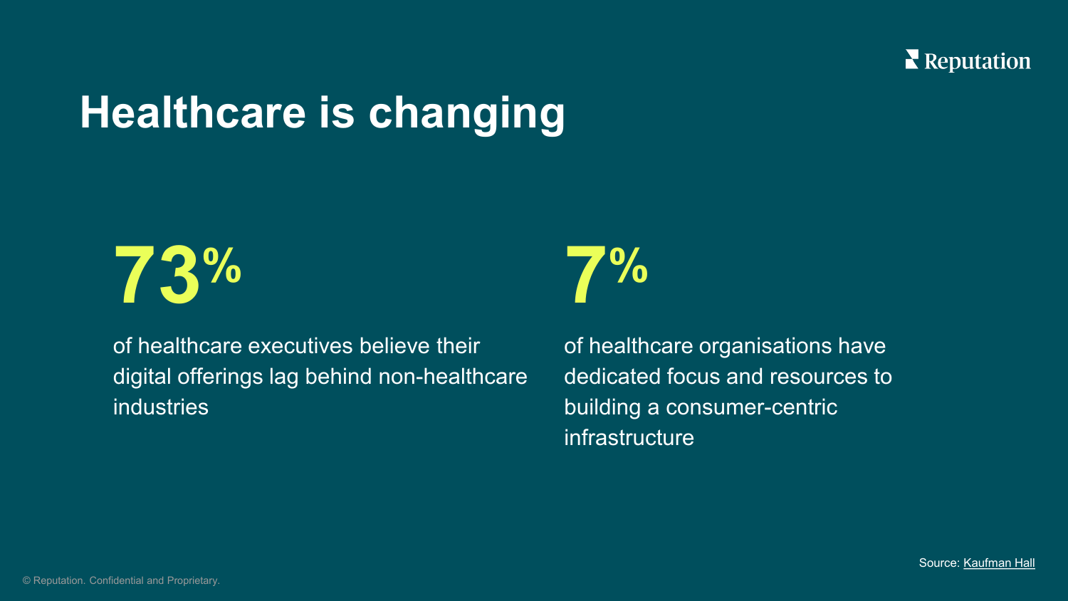# Healthcare is changing

**73%**

of healthcare executives believe their digital offerings lag behind non-healthcare industries

**7%**

of healthcare organisations have dedicated focus and resources to building a consumer-centric infrastructure

Source: Kaufman Hall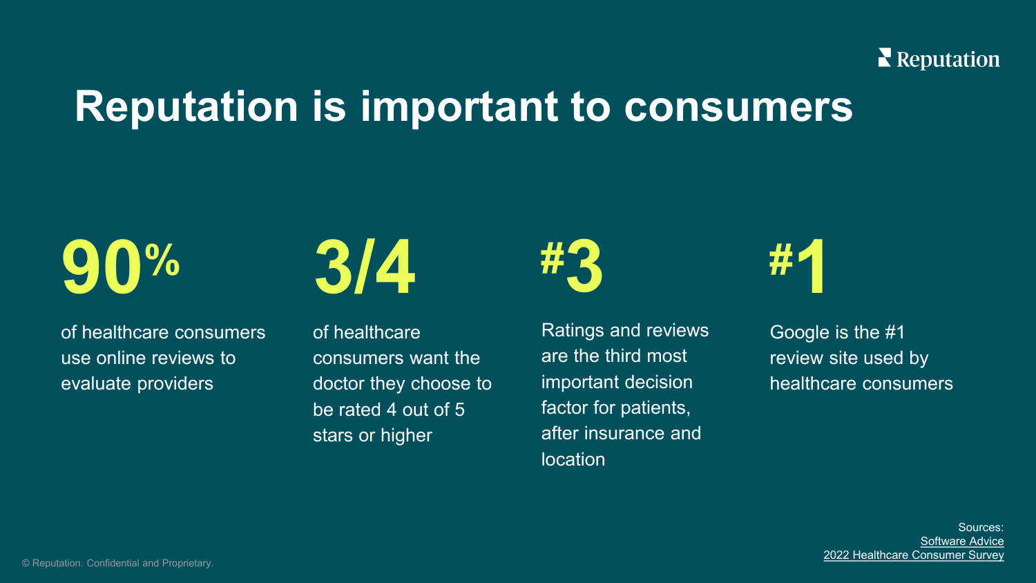# Reputation is important to consumers

**90%**

of healthcare consumers use online reviews to evaluate providers

**3/4**

of healthcare consumers want the doctor they choose to be rated 4 out of 5 stars or higher

**#3**

Ratings and reviews are the third most important decision factor for patients, after insurance and location

**#1**

Google is the #1 review site used by healthcare consumers

Sources:
Software Advice
2022 Healthcare Consumer Survey

© Reputation. Confidential and Proprietary.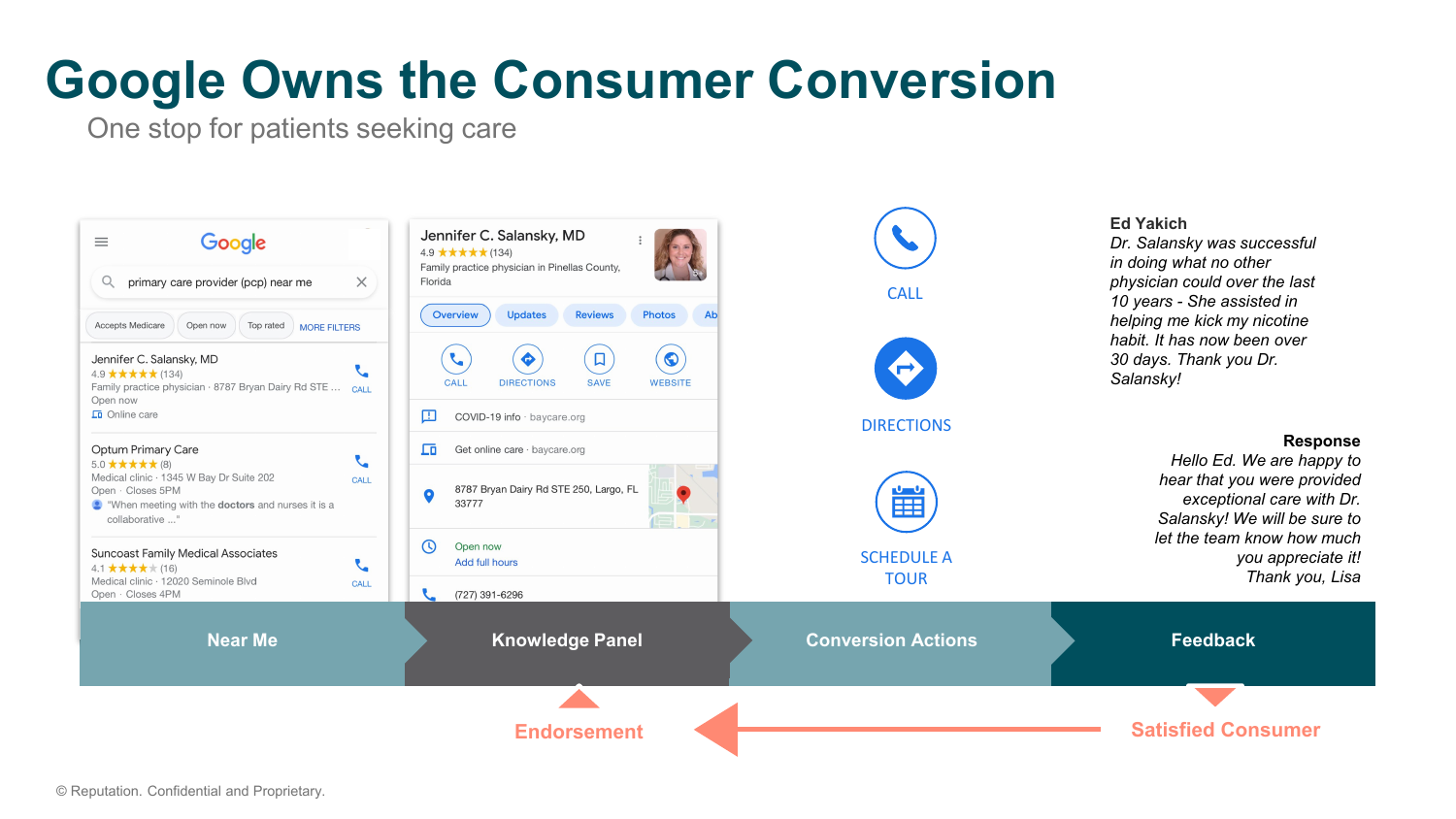# Google Owns the Consumer Conversion

One stop for patients seeking care

Google

primary care provider (pcp) near me

Accepts Medicare | Open now | Top rated | MORE FILTERS

Jennifer C. Salansky, MD
4.9 ★★★★★ (134)
Family practice physician · 8787 Bryan Dairy Rd STE ...
Open now
Online care
CALL

Optum Primary Care
5.0 ★★★★★ (8)
Medical clinic · 1345 W Bay Dr Suite 202
Open · Closes 5PM
"When meeting with the **doctors** and nurses it is a collaborative ..."
CALL

Suncoast Family Medical Associates
4.1 ★★★★★ (16)
Medical clinic · 12020 Seminole Blvd
Open · Closes 4PM
CALL

Jennifer C. Salansky, MD
4.9 ★★★★★ (134)
Family practice physician in Pinellas County, Florida

Overview | Updates | Reviews | Photos | Ab

CALL | DIRECTIONS | SAVE | WEBSITE

COVID-19 info · baycare.org

Get online care · baycare.org

8787 Bryan Dairy Rd STE 250, Largo, FL 33777

Open now
Add full hours

(727) 391-6296

CALL

DIRECTIONS

SCHEDULE A TOUR

**Ed Yakich**
*Dr. Salansky was successful in doing what no other physician could over the last 10 years - She assisted in helping me kick my nicotine habit. It has now been over 30 days. Thank you Dr. Salansky!*

**Response**
*Hello Ed. We are happy to hear that you were provided exceptional care with Dr. Salansky! We will be sure to let the team know how much you appreciate it! Thank you, Lisa*

**Near Me** → **Knowledge Panel** → **Conversion Actions** → **Feedback**

Endorsement ← Satisfied Consumer

© Reputation. Confidential and Proprietary.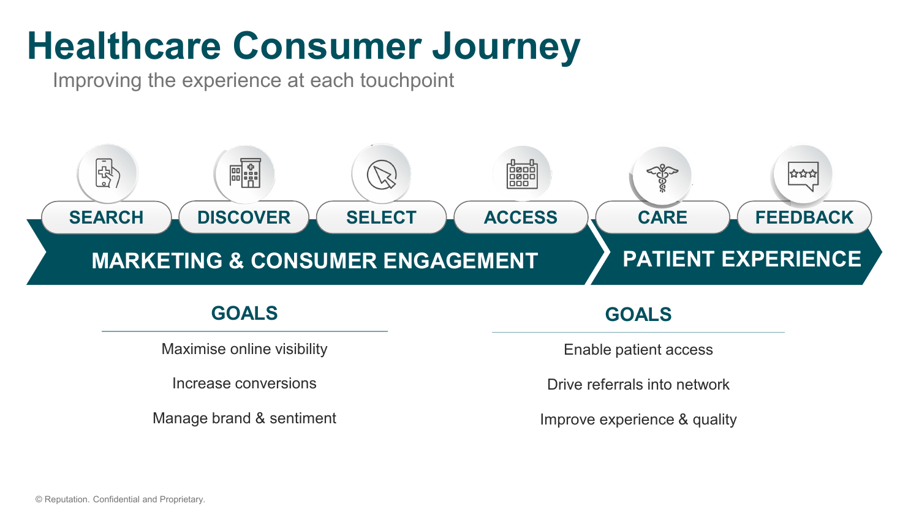# Healthcare Consumer Journey

Improving the experience at each touchpoint

SEARCH

DISCOVER

SELECT

ACCESS

CARE

FEEDBACK

MARKETING & CONSUMER ENGAGEMENT

PATIENT EXPERIENCE

## GOALS

Maximise online visibility

Increase conversions

Manage brand & sentiment

## GOALS

Enable patient access

Drive referrals into network

Improve experience & quality

© Reputation. Confidential and Proprietary.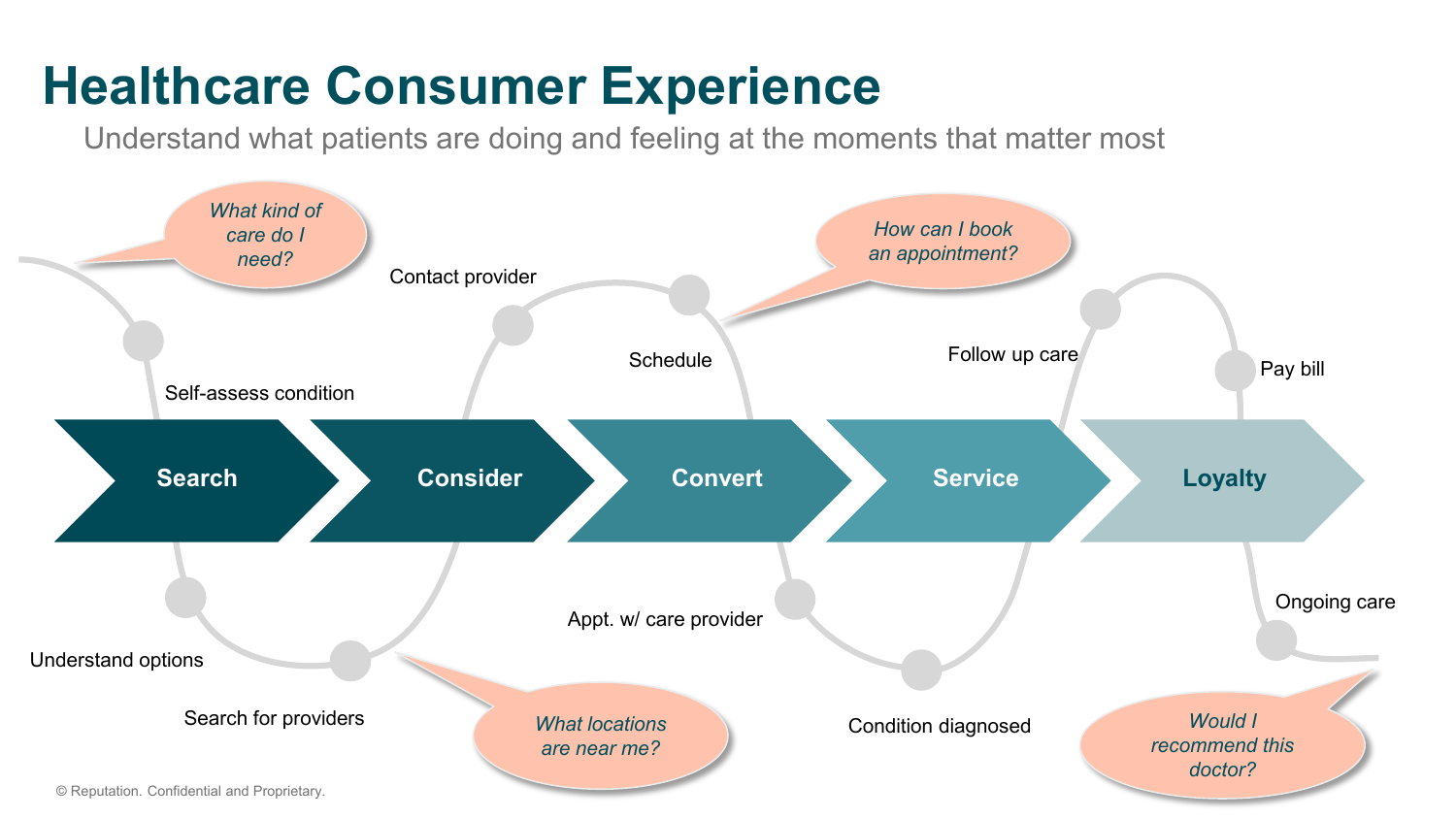# Healthcare Consumer Experience

Understand what patients are doing and feeling at the moments that matter most

*What kind of care do I need?*

Self-assess condition

Understand options

Search for providers

*What locations are near me?*

Contact provider

Schedule

*How can I book an appointment?*

Appt. w/ care provider

Condition diagnosed

Follow up care

Pay bill

Ongoing care

*Would I recommend this doctor?*

**Search** → **Consider** → **Convert** → **Service** → **Loyalty**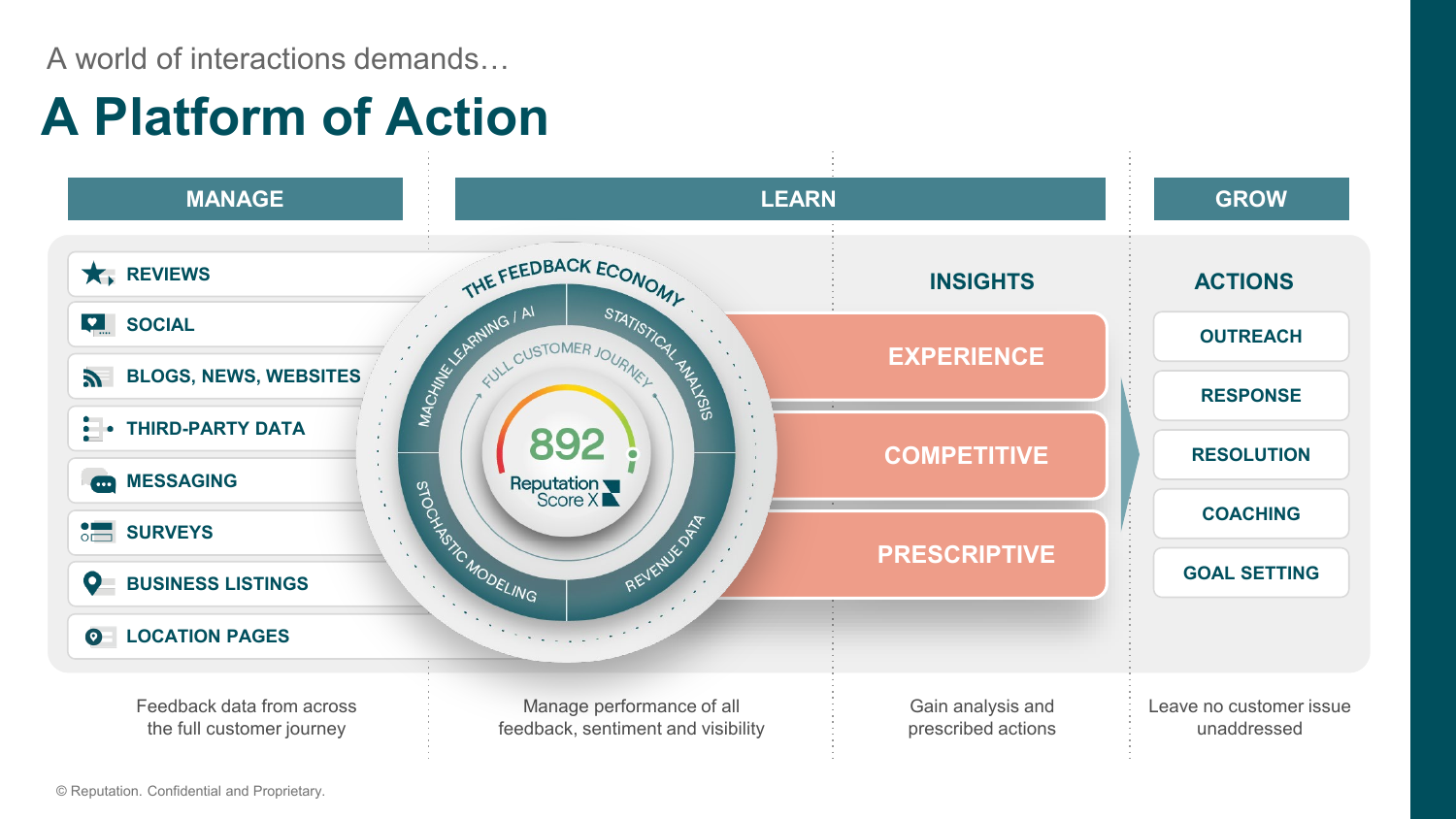A world of interactions demands…

# A Platform of Action

## MANAGE

- REVIEWS
- SOCIAL
- BLOGS, NEWS, WEBSITES
- THIRD-PARTY DATA
- MESSAGING
- SURVEYS
- BUSINESS LISTINGS
- LOCATION PAGES

Feedback data from across the full customer journey

## LEARN

THE FEEDBACK ECONOMY

MACHINE LEARNING / AI

STATISTICAL ANALYSIS

STOCHASTIC MODELING

REVENUE DATA

FULL CUSTOMER JOURNEY

892

Reputation Score X

Manage performance of all feedback, sentiment and visibility

### INSIGHTS

- EXPERIENCE
- COMPETITIVE
- PRESCRIPTIVE

Gain analysis and prescribed actions

## GROW

### ACTIONS

- OUTREACH
- RESPONSE
- RESOLUTION
- COACHING
- GOAL SETTING

Leave no customer issue unaddressed

© Reputation. Confidential and Proprietary.